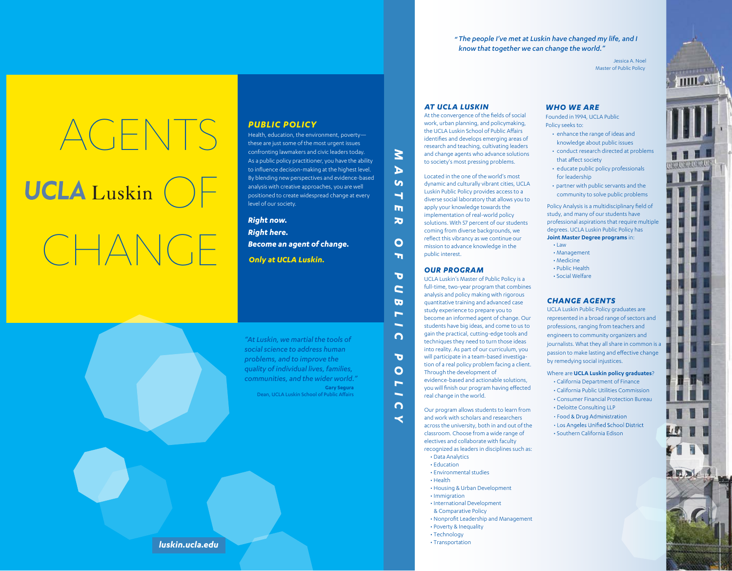# AGENTS OF CHANGE

**UCLA** Luskin

## PUBLIC POLICY

Health, education, the environment, poverty—these are just some of the most urgent issues confronting lawmakers and civic leaders today. As a public policy practitioner, you have the ability to influence decision-making at the highest level. By blending new perspectives and evidence-based analysis with creative approaches, you are well positioned to create widespread change at every level of our society.

***Right now.***
***Right here.***
***Become an agent of change.***

***Only at UCLA Luskin.***

*"At Luskin, we martial the tools of social science to address human problems, and to improve the quality of individual lives, families, communities, and the wider world."*

**Gary Segura**
Dean, UCLA Luskin School of Public Affairs

**luskin.ucla.edu**

# MASTER OF PUBLIC POLICY

*"The people I've met at Luskin have changed my life, and I know that together we can change the world."*

Jessica A. Noel
Master of Public Policy

## AT UCLA LUSKIN

At the convergence of the fields of social work, urban planning, and policymaking, the UCLA Luskin School of Public Affairs identifies and develops emerging areas of research and teaching, cultivating leaders and change agents who advance solutions to society's most pressing problems.

Located in the one of the world's most dynamic and culturally vibrant cities, UCLA Luskin Public Policy provides access to a diverse social laboratory that allows you to apply your knowledge towards the implementation of real-world policy solutions. With 57 percent of our students coming from diverse backgrounds, we reflect this vibrancy as we continue our mission to advance knowledge in the public interest.

## OUR PROGRAM

UCLA Luskin's Master of Public Policy is a full-time, two-year program that combines analysis and policy making with rigorous quantitative training and advanced case study experience to prepare you to become an informed agent of change. Our students have big ideas, and come to us to gain the practical, cutting-edge tools and techniques they need to turn those ideas into reality. As part of our curriculum, you will participate in a team-based investigation of a real policy problem facing a client. Through the development of evidence-based and actionable solutions, you will finish our program having effected real change in the world.

Our program allows students to learn from and work with scholars and researchers across the university, both in and out of the classroom. Choose from a wide range of electives and collaborate with faculty recognized as leaders in disciplines such as:

- Data Analytics
- Education
- Environmental studies
- Health
- Housing & Urban Development
- Immigration
- International Development & Comparative Policy
- Nonprofit Leadership and Management
- Poverty & Inequality
- Technology
- Transportation

## WHO WE ARE

Founded in 1994, UCLA Public Policy seeks to:

- enhance the range of ideas and knowledge about public issues
- conduct research directed at problems that affect society
- educate public policy professionals for leadership
- partner with public servants and the community to solve public problems

Policy Analysis is a multidisciplinary field of study, and many of our students have professional aspirations that require multiple degrees. UCLA Luskin Public Policy has **Joint Master Degree programs** in:

- Law
- Management
- Medicine
- Public Health
- Social Welfare

## CHANGE AGENTS

UCLA Luskin Public Policy graduates are represented in a broad range of sectors and professions, ranging from teachers and engineers to community organizers and journalists. What they all share in common is a passion to make lasting and effective change by remedying social injustices.

Where are **UCLA Luskin policy graduates**?

- California Department of Finance
- California Public Utilities Commission
- Consumer Financial Protection Bureau
- Deloitte Consulting LLP
- Food & Drug Administration
- Los Angeles Unified School District
- Southern California Edison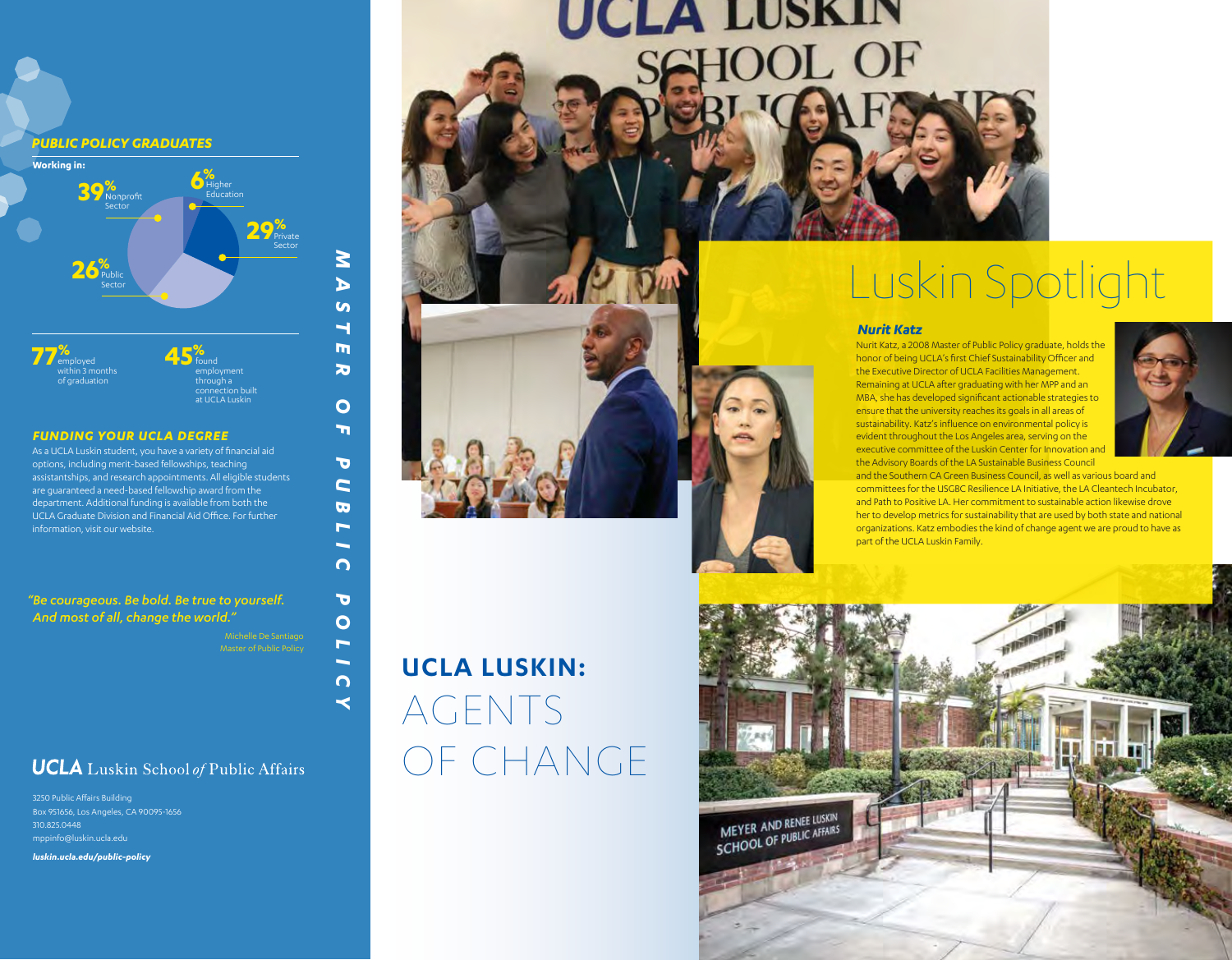## PUBLIC POLICY GRADUATES

**Working in:**

39% Nonprofit Sector

6% Higher Education

29% Private Sector

26% Public Sector

77% employed within 3 months of graduation

45% found employment through a connection built at UCLA Luskin

## FUNDING YOUR UCLA DEGREE

As a UCLA Luskin student, you have a variety of financial aid options, including merit-based fellowships, teaching assistantships, and research appointments. All eligible students are guaranteed a need-based fellowship award from the department. Additional funding is available from both the UCLA Graduate Division and Financial Aid Office. For further information, visit our website.

*"Be courageous. Be bold. Be true to yourself. And most of all, change the world."*

Michelle De Santiago
Master of Public Policy

MASTER OF PUBLIC POLICY

**UCLA** Luskin School *of* Public Affairs

3250 Public Affairs Building
Box 951656, Los Angeles, CA 90095-1656
310.825.0448
mppinfo@luskin.ucla.edu

***luskin.ucla.edu/public-policy***

# Luskin Spotlight

### *Nurit Katz*

Nurit Katz, a 2008 Master of Public Policy graduate, holds the honor of being UCLA's first Chief Sustainability Officer and the Executive Director of UCLA Facilities Management. Remaining at UCLA after graduating with her MPP and an MBA, she has developed significant actionable strategies to ensure that the university reaches its goals in all areas of sustainability. Katz's influence on environmental policy is evident throughout the Los Angeles area, serving on the executive committee of the Luskin Center for Innovation and the Advisory Boards of the LA Sustainable Business Council and the Southern CA Green Business Council, as well as various board and committees for the USGBC Resilience LA Initiative, the LA Cleantech Incubator, and Path to Positive LA. Her commitment to sustainable action likewise drove her to develop metrics for sustainability that are used by both state and national organizations. Katz embodies the kind of change agent we are proud to have as part of the UCLA Luskin Family.

# UCLA LUSKIN: AGENTS OF CHANGE